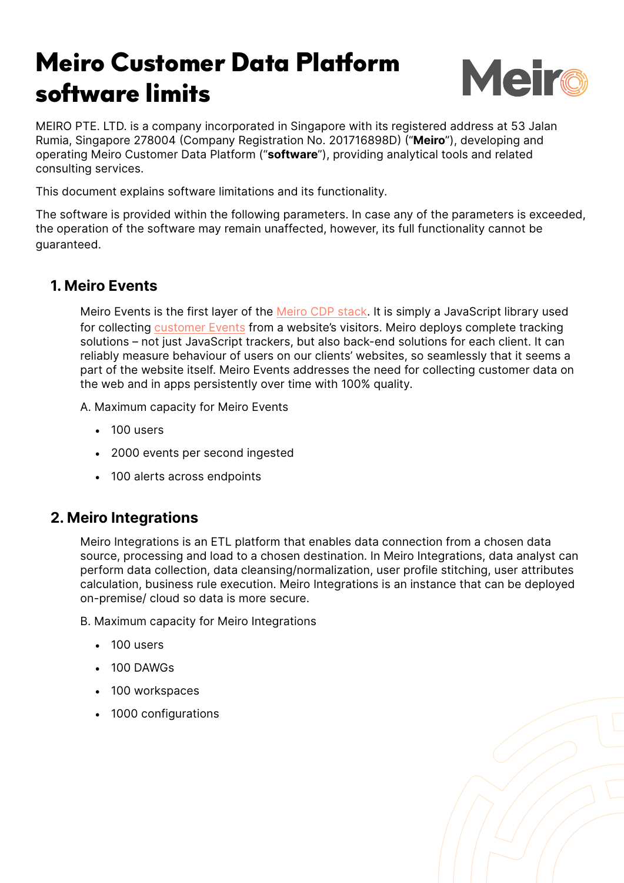# Meiro Customer Data Platform software limits

MEIRO PTE. LTD. is a company incorporated in Singapore with its registered address at 53 Jalan Rumia, Singapore 278004 (Company Registration No. 201716898D) ("**Meiro**"), developing and operating Meiro Customer Data Platform ("**software**"), providing analytical tools and related consulting services.

This document explains software limitations and its functionality.

The software is provided within the following parameters. In case any of the parameters is exceeded, the operation of the software may remain unaffected, however, its full functionality cannot be guaranteed.

## 1. Meiro Events

Meiro Events is the first layer of the Meiro CDP stack. It is simply a JavaScript library used for collecting customer Events from a website's visitors. Meiro deploys complete tracking solutions – not just JavaScript trackers, but also back-end solutions for each client. It can reliably measure behaviour of users on our clients' websites, so seamlessly that it seems a part of the website itself. Meiro Events addresses the need for collecting customer data on the web and in apps persistently over time with 100% quality.

A. Maximum capacity for Meiro Events

- 100 users
- 2000 events per second ingested
- 100 alerts across endpoints

## 2. Meiro Integrations

Meiro Integrations is an ETL platform that enables data connection from a chosen data source, processing and load to a chosen destination. In Meiro Integrations, data analyst can perform data collection, data cleansing/normalization, user profile stitching, user attributes calculation, business rule execution. Meiro Integrations is an instance that can be deployed on-premise/ cloud so data is more secure.

B. Maximum capacity for Meiro Integrations

- 100 users
- 100 DAWGs
- 100 workspaces
- 1000 configurations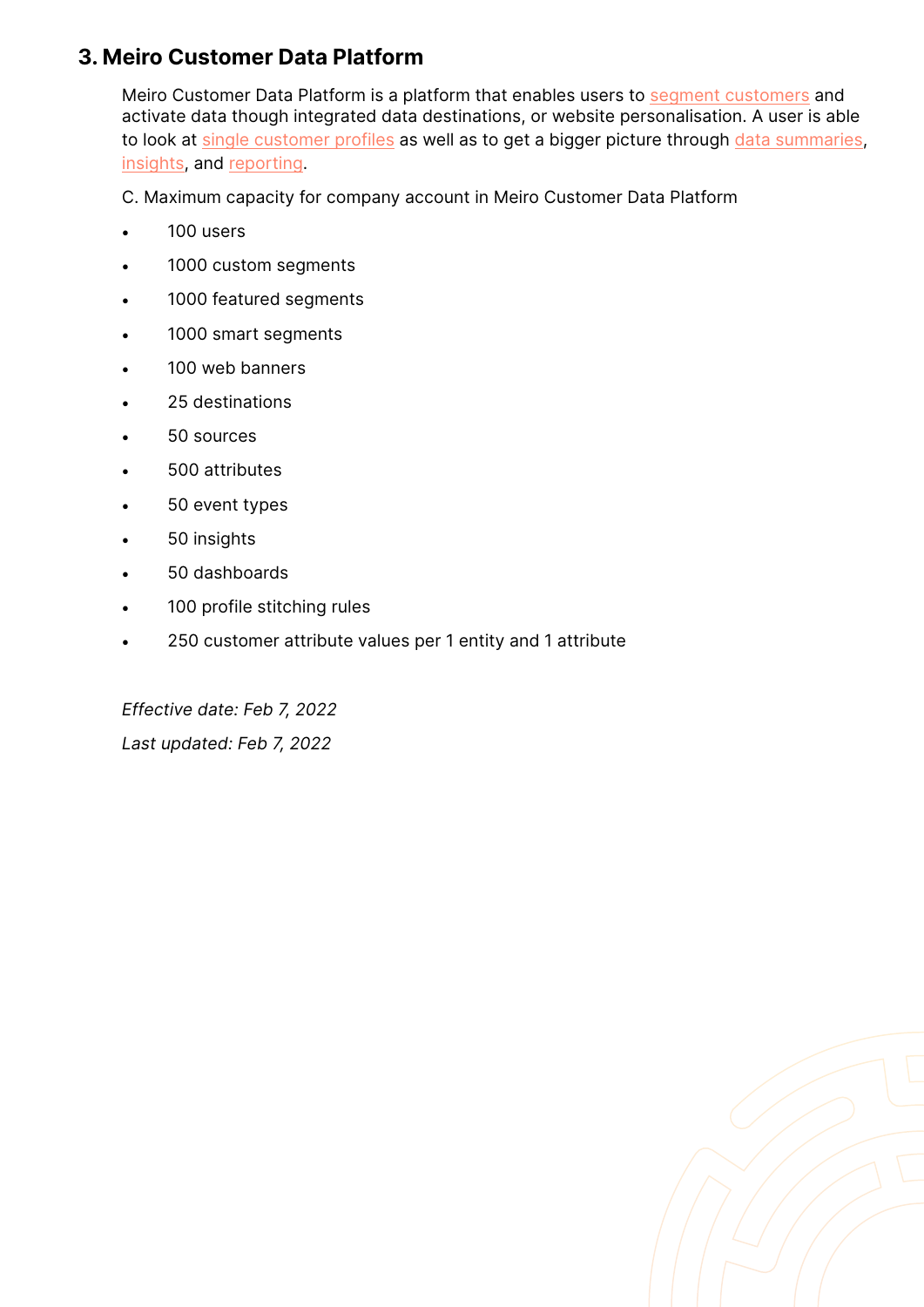## 3. Meiro Customer Data Platform

Meiro Customer Data Platform is a platform that enables users to segment customers and activate data though integrated data destinations, or website personalisation. A user is able to look at single customer profiles as well as to get a bigger picture through data summaries, insights, and reporting.

C. Maximum capacity for company account in Meiro Customer Data Platform

- 100 users
- 1000 custom segments
- 1000 featured segments
- 1000 smart segments
- 100 web banners
- 25 destinations
- 50 sources
- 500 attributes
- 50 event types
- 50 insights
- 50 dashboards
- 100 profile stitching rules
- 250 customer attribute values per 1 entity and 1 attribute

*Effective date: Feb 7, 2022*

*Last updated: Feb 7, 2022*